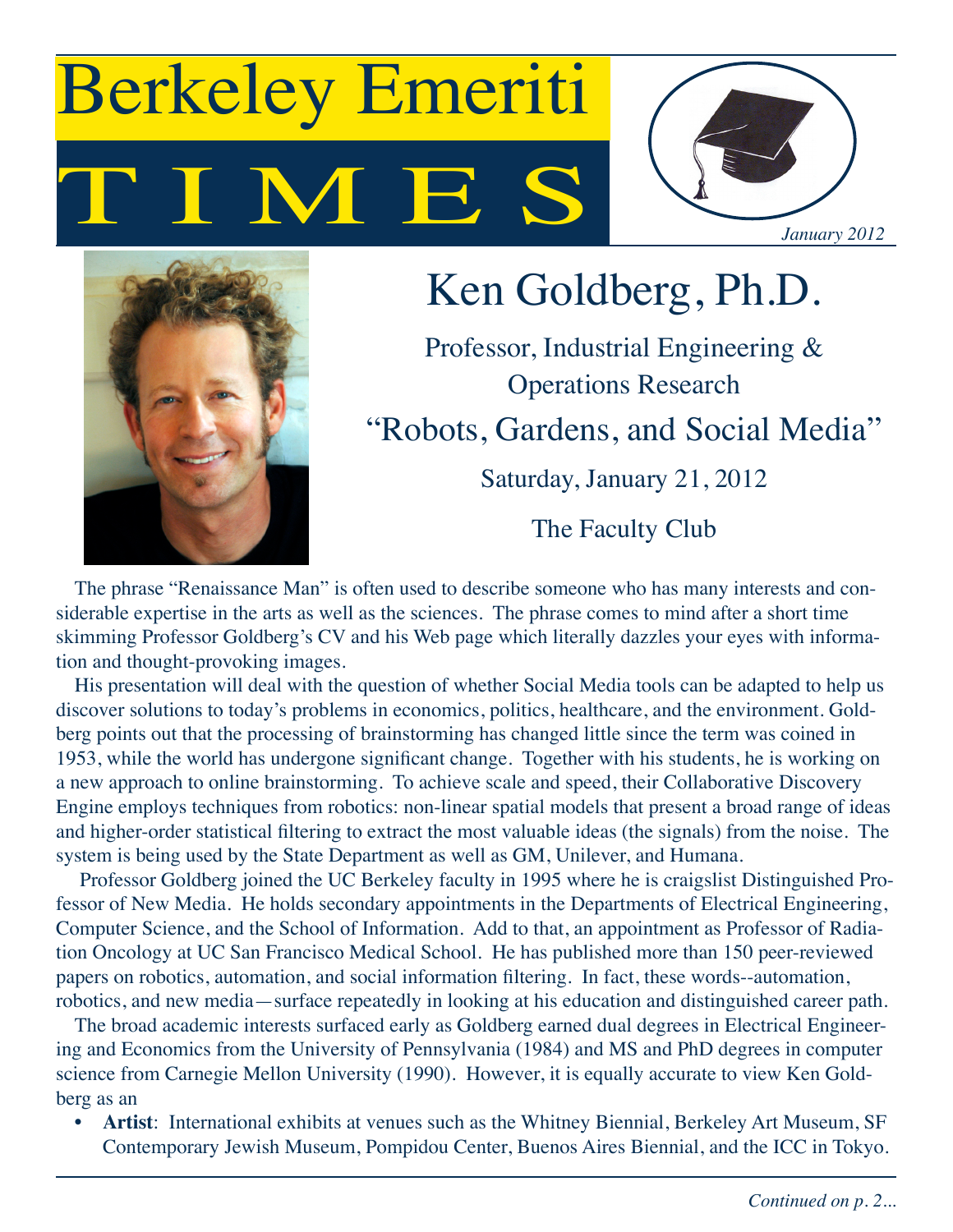# Berkeley Emeriti TIMES

*January 2012*

## Ken Goldberg, Ph.D.

Professor, Industrial Engineering & Operations Research

"Robots, Gardens, and Social Media"

Saturday, January 21, 2012

The Faculty Club

The phrase "Renaissance Man" is often used to describe someone who has many interests and considerable expertise in the arts as well as the sciences. The phrase comes to mind after a short time skimming Professor Goldberg's CV and his Web page which literally dazzles your eyes with information and thought-provoking images.

His presentation will deal with the question of whether Social Media tools can be adapted to help us discover solutions to today's problems in economics, politics, healthcare, and the environment. Goldberg points out that the processing of brainstorming has changed little since the term was coined in 1953, while the world has undergone significant change. Together with his students, he is working on a new approach to online brainstorming. To achieve scale and speed, their Collaborative Discovery Engine employs techniques from robotics: non-linear spatial models that present a broad range of ideas and higher-order statistical filtering to extract the most valuable ideas (the signals) from the noise. The system is being used by the State Department as well as GM, Unilever, and Humana.

Professor Goldberg joined the UC Berkeley faculty in 1995 where he is craigslist Distinguished Professor of New Media. He holds secondary appointments in the Departments of Electrical Engineering, Computer Science, and the School of Information. Add to that, an appointment as Professor of Radiation Oncology at UC San Francisco Medical School. He has published more than 150 peer-reviewed papers on robotics, automation, and social information filtering. In fact, these words--automation, robotics, and new media—surface repeatedly in looking at his education and distinguished career path.

The broad academic interests surfaced early as Goldberg earned dual degrees in Electrical Engineering and Economics from the University of Pennsylvania (1984) and MS and PhD degrees in computer science from Carnegie Mellon University (1990). However, it is equally accurate to view Ken Goldberg as an

- **Artist**: International exhibits at venues such as the Whitney Biennial, Berkeley Art Museum, SF Contemporary Jewish Museum, Pompidou Center, Buenos Aires Biennial, and the ICC in Tokyo.

*Continued on p. 2...*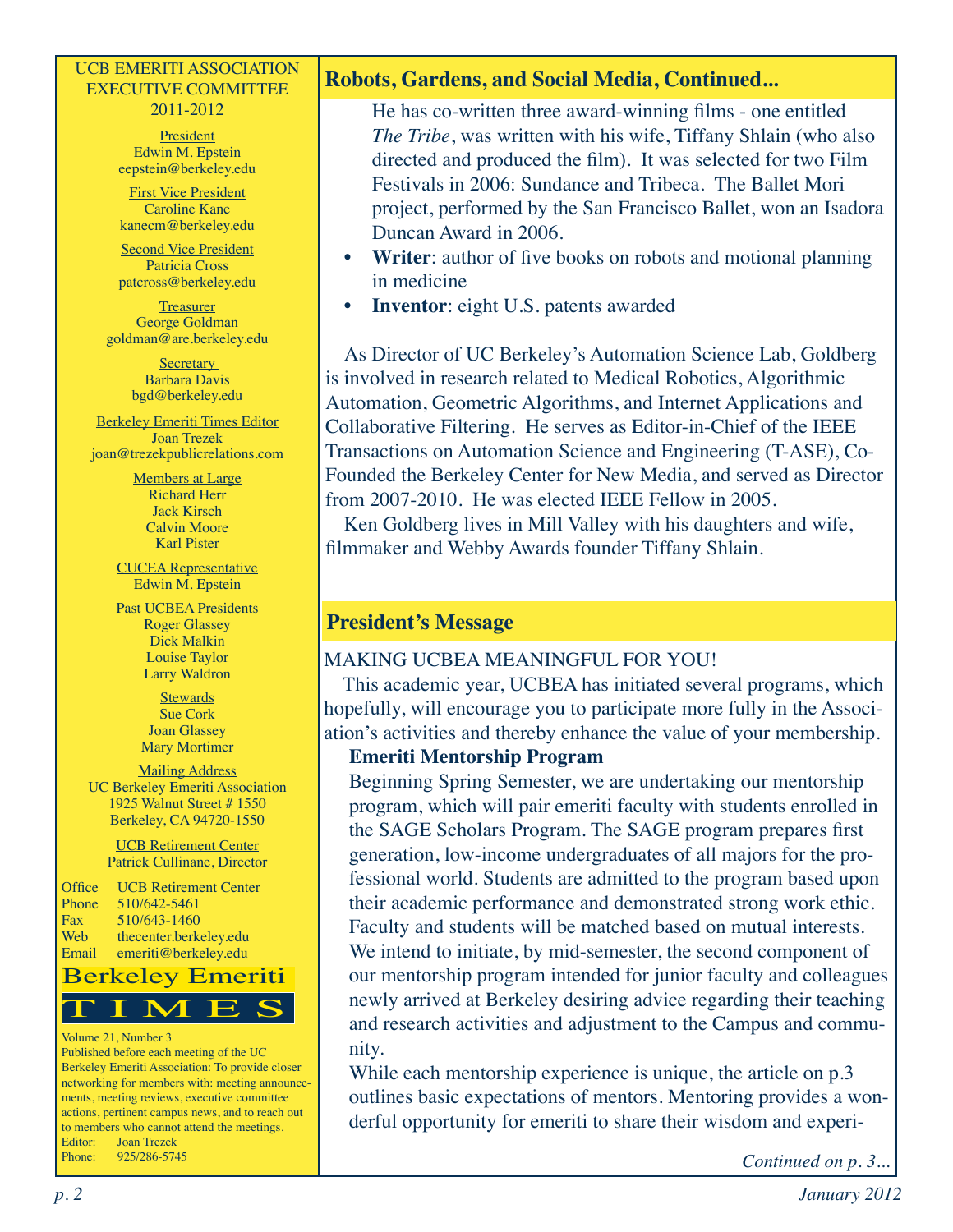## Robots, Gardens, and Social Media, Continued...

He has co-written three award-winning films - one entitled *The Tribe*, was written with his wife, Tiffany Shlain (who also directed and produced the film). It was selected for two Film Festivals in 2006: Sundance and Tribeca. The Ballet Mori project, performed by the San Francisco Ballet, won an Isadora Duncan Award in 2006.

- **Writer**: author of five books on robots and motional planning in medicine
- **Inventor**: eight U.S. patents awarded

As Director of UC Berkeley's Automation Science Lab, Goldberg is involved in research related to Medical Robotics, Algorithmic Automation, Geometric Algorithms, and Internet Applications and Collaborative Filtering. He serves as Editor-in-Chief of the IEEE Transactions on Automation Science and Engineering (T-ASE), Co-Founded the Berkeley Center for New Media, and served as Director from 2007-2010. He was elected IEEE Fellow in 2005.

Ken Goldberg lives in Mill Valley with his daughters and wife, filmmaker and Webby Awards founder Tiffany Shlain.

## President's Message

MAKING UCBEA MEANINGFUL FOR YOU!

This academic year, UCBEA has initiated several programs, which hopefully, will encourage you to participate more fully in the Association's activities and thereby enhance the value of your membership.

**Emeriti Mentorship Program**

Beginning Spring Semester, we are undertaking our mentorship program, which will pair emeriti faculty with students enrolled in the SAGE Scholars Program. The SAGE program prepares first generation, low-income undergraduates of all majors for the professional world. Students are admitted to the program based upon their academic performance and demonstrated strong work ethic. Faculty and students will be matched based on mutual interests. We intend to initiate, by mid-semester, the second component of our mentorship program intended for junior faculty and colleagues newly arrived at Berkeley desiring advice regarding their teaching and research activities and adjustment to the Campus and community.

While each mentorship experience is unique, the article on p.3 outlines basic expectations of mentors. Mentoring provides a wonderful opportunity for emeriti to share their wisdom and experi-

*Continued on p. 3...*

---

UCB EMERITI ASSOCIATION
EXECUTIVE COMMITTEE
2011-2012

President
Edwin M. Epstein
eepstein@berkeley.edu

First Vice President
Caroline Kane
kanecm@berkeley.edu

Second Vice President
Patricia Cross
patcross@berkeley.edu

Treasurer
George Goldman
goldman@are.berkeley.edu

Secretary
Barbara Davis
bgd@berkeley.edu

Berkeley Emeriti Times Editor
Joan Trezek
joan@trezekpublicrelations.com

Members at Large
Richard Herr
Jack Kirsch
Calvin Moore
Karl Pister

CUCEA Representative
Edwin M. Epstein

Past UCBEA Presidents
Roger Glassey
Dick Malkin
Louise Taylor
Larry Waldron

Stewards
Sue Cork
Joan Glassey
Mary Mortimer

Mailing Address
UC Berkeley Emeriti Association
1925 Walnut Street # 1550
Berkeley, CA 94720-1550

UCB Retirement Center
Patrick Cullinane, Director

Office UCB Retirement Center
Phone 510/642-5461
Fax 510/643-1460
Web thecenter.berkeley.edu
Email emeriti@berkeley.edu

Berkeley Emeriti TIMES

Volume 21, Number 3
Published before each meeting of the UC Berkeley Emeriti Association: To provide closer networking for members with: meeting announcements, meeting reviews, executive committee actions, pertinent campus news, and to reach out to members who cannot attend the meetings.
Editor: Joan Trezek
Phone: 925/286-5745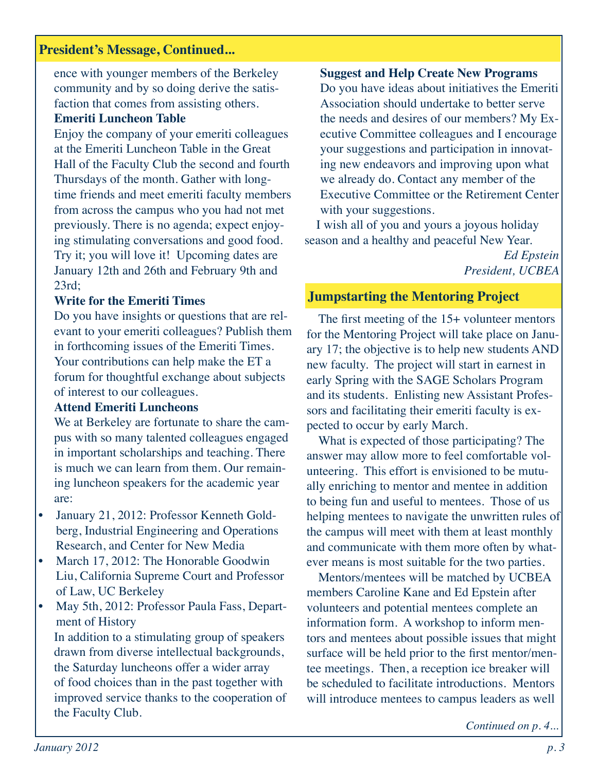## President's Message, Continued...

ence with younger members of the Berkeley community and by so doing derive the satisfaction that comes from assisting others.

**Emeriti Luncheon Table**

Enjoy the company of your emeriti colleagues at the Emeriti Luncheon Table in the Great Hall of the Faculty Club the second and fourth Thursdays of the month. Gather with long-time friends and meet emeriti faculty members from across the campus who you had not met previously. There is no agenda; expect enjoying stimulating conversations and good food. Try it; you will love it! Upcoming dates are January 12th and 26th and February 9th and 23rd;

**Write for the Emeriti Times**

Do you have insights or questions that are relevant to your emeriti colleagues? Publish them in forthcoming issues of the Emeriti Times. Your contributions can help make the ET a forum for thoughtful exchange about subjects of interest to our colleagues.

**Attend Emeriti Luncheons**

We at Berkeley are fortunate to share the campus with so many talented colleagues engaged in important scholarships and teaching. There is much we can learn from them. Our remaining luncheon speakers for the academic year are:

- January 21, 2012: Professor Kenneth Goldberg, Industrial Engineering and Operations Research, and Center for New Media
- March 17, 2012: The Honorable Goodwin Liu, California Supreme Court and Professor of Law, UC Berkeley
- May 5th, 2012: Professor Paula Fass, Department of History

In addition to a stimulating group of speakers drawn from diverse intellectual backgrounds, the Saturday luncheons offer a wider array of food choices than in the past together with improved service thanks to the cooperation of the Faculty Club.

**Suggest and Help Create New Programs**

Do you have ideas about initiatives the Emeriti Association should undertake to better serve the needs and desires of our members? My Executive Committee colleagues and I encourage your suggestions and participation in innovating new endeavors and improving upon what we already do. Contact any member of the Executive Committee or the Retirement Center with your suggestions.

I wish all of you and yours a joyous holiday season and a healthy and peaceful New Year.

*Ed Epstein*
*President, UCBEA*

## Jumpstarting the Mentoring Project

The first meeting of the 15+ volunteer mentors for the Mentoring Project will take place on January 17; the objective is to help new students AND new faculty. The project will start in earnest in early Spring with the SAGE Scholars Program and its students. Enlisting new Assistant Professors and facilitating their emeriti faculty is expected to occur by early March.

What is expected of those participating? The answer may allow more to feel comfortable volunteering. This effort is envisioned to be mutually enriching to mentor and mentee in addition to being fun and useful to mentees. Those of us helping mentees to navigate the unwritten rules of the campus will meet with them at least monthly and communicate with them more often by whatever means is most suitable for the two parties.

Mentors/mentees will be matched by UCBEA members Caroline Kane and Ed Epstein after volunteers and potential mentees complete an information form. A workshop to inform mentors and mentees about possible issues that might surface will be held prior to the first mentor/mentee meetings. Then, a reception ice breaker will be scheduled to facilitate introductions. Mentors will introduce mentees to campus leaders as well

*Continued on p. 4...*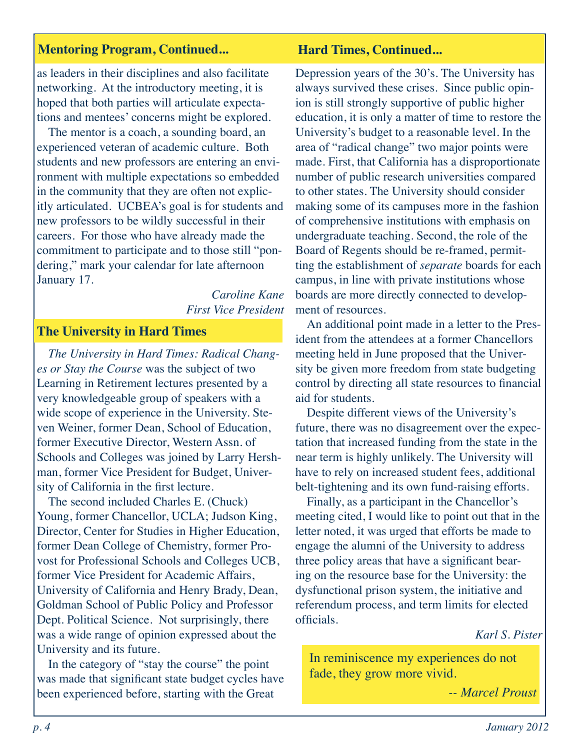## Mentoring Program, Continued...

as leaders in their disciplines and also facilitate networking. At the introductory meeting, it is hoped that both parties will articulate expectations and mentees' concerns might be explored.

The mentor is a coach, a sounding board, an experienced veteran of academic culture. Both students and new professors are entering an environment with multiple expectations so embedded in the community that they are often not explicitly articulated. UCBEA's goal is for students and new professors to be wildly successful in their careers. For those who have already made the commitment to participate and to those still "pondering," mark your calendar for late afternoon January 17.

*Caroline Kane*
*First Vice President*

## The University in Hard Times

*The University in Hard Times: Radical Changes or Stay the Course* was the subject of two Learning in Retirement lectures presented by a very knowledgeable group of speakers with a wide scope of experience in the University. Steven Weiner, former Dean, School of Education, former Executive Director, Western Assn. of Schools and Colleges was joined by Larry Hershman, former Vice President for Budget, University of California in the first lecture.

The second included Charles E. (Chuck) Young, former Chancellor, UCLA; Judson King, Director, Center for Studies in Higher Education, former Dean College of Chemistry, former Provost for Professional Schools and Colleges UCB, former Vice President for Academic Affairs, University of California and Henry Brady, Dean, Goldman School of Public Policy and Professor Dept. Political Science. Not surprisingly, there was a wide range of opinion expressed about the University and its future.

In the category of "stay the course" the point was made that significant state budget cycles have been experienced before, starting with the Great

## Hard Times, Continued...

Depression years of the 30's. The University has always survived these crises. Since public opinion is still strongly supportive of public higher education, it is only a matter of time to restore the University's budget to a reasonable level. In the area of "radical change" two major points were made. First, that California has a disproportionate number of public research universities compared to other states. The University should consider making some of its campuses more in the fashion of comprehensive institutions with emphasis on undergraduate teaching. Second, the role of the Board of Regents should be re-framed, permitting the establishment of *separate* boards for each campus, in line with private institutions whose boards are more directly connected to development of resources.

An additional point made in a letter to the President from the attendees at a former Chancellors meeting held in June proposed that the University be given more freedom from state budgeting control by directing all state resources to financial aid for students.

Despite different views of the University's future, there was no disagreement over the expectation that increased funding from the state in the near term is highly unlikely. The University will have to rely on increased student fees, additional belt-tightening and its own fund-raising efforts.

Finally, as a participant in the Chancellor's meeting cited, I would like to point out that in the letter noted, it was urged that efforts be made to engage the alumni of the University to address three policy areas that have a significant bearing on the resource base for the University: the dysfunctional prison system, the initiative and referendum process, and term limits for elected officials.

*Karl S. Pister*

> In reminiscence my experiences do not fade, they grow more vivid.
>
> *-- Marcel Proust*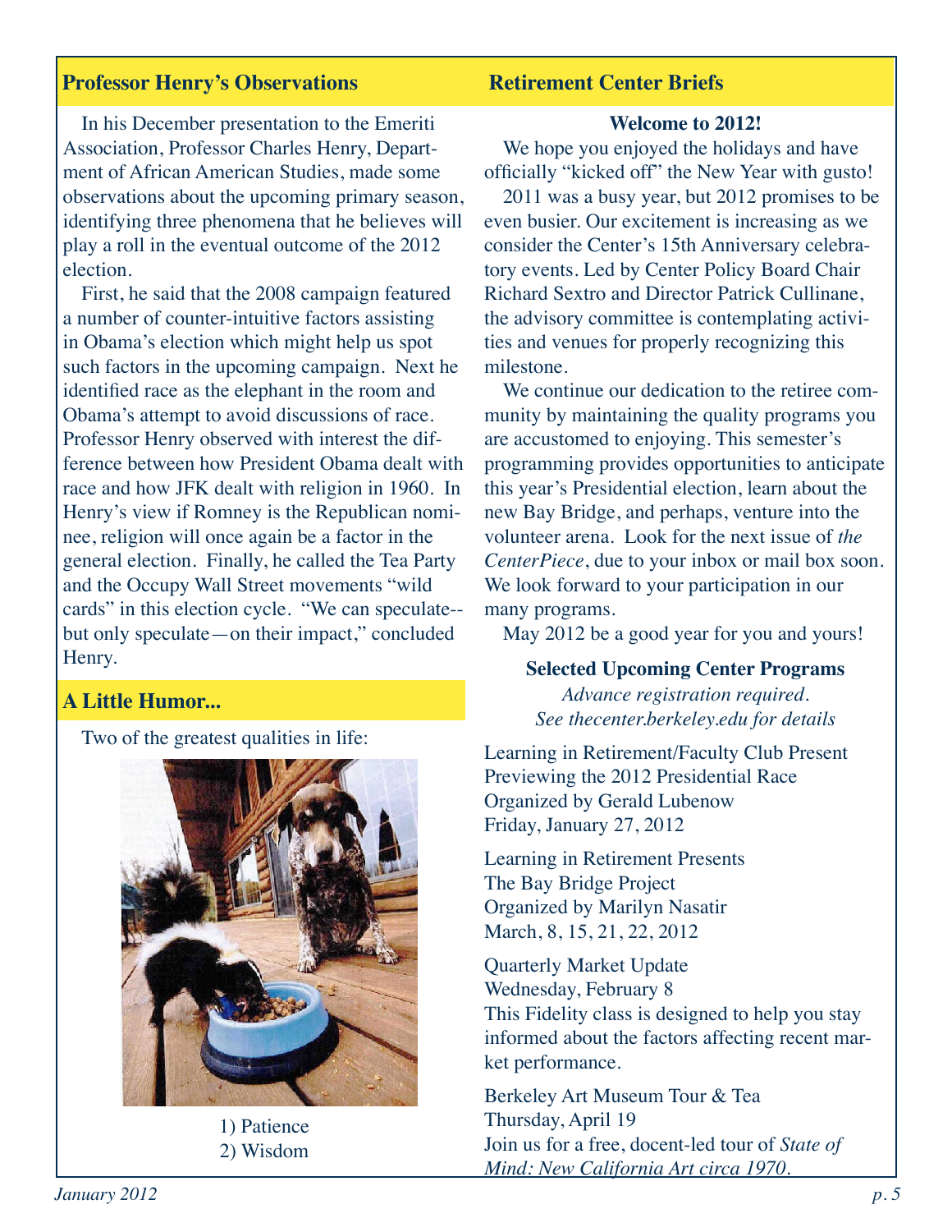## Professor Henry's Observations

In his December presentation to the Emeriti Association, Professor Charles Henry, Department of African American Studies, made some observations about the upcoming primary season, identifying three phenomena that he believes will play a roll in the eventual outcome of the 2012 election.

First, he said that the 2008 campaign featured a number of counter-intuitive factors assisting in Obama's election which might help us spot such factors in the upcoming campaign. Next he identified race as the elephant in the room and Obama's attempt to avoid discussions of race. Professor Henry observed with interest the difference between how President Obama dealt with race and how JFK dealt with religion in 1960. In Henry's view if Romney is the Republican nominee, religion will once again be a factor in the general election. Finally, he called the Tea Party and the Occupy Wall Street movements "wild cards" in this election cycle. "We can speculate--but only speculate—on their impact," concluded Henry.

## A Little Humor...

Two of the greatest qualities in life:

1) Patience
2) Wisdom

## Retirement Center Briefs

**Welcome to 2012!**

We hope you enjoyed the holidays and have officially "kicked off" the New Year with gusto!

2011 was a busy year, but 2012 promises to be even busier. Our excitement is increasing as we consider the Center's 15th Anniversary celebratory events. Led by Center Policy Board Chair Richard Sextro and Director Patrick Cullinane, the advisory committee is contemplating activities and venues for properly recognizing this milestone.

We continue our dedication to the retiree community by maintaining the quality programs you are accustomed to enjoying. This semester's programming provides opportunities to anticipate this year's Presidential election, learn about the new Bay Bridge, and perhaps, venture into the volunteer arena. Look for the next issue of *the CenterPiece*, due to your inbox or mail box soon. We look forward to your participation in our many programs.

May 2012 be a good year for you and yours!

**Selected Upcoming Center Programs**

*Advance registration required.*
*See thecenter.berkeley.edu for details*

Learning in Retirement/Faculty Club Present
Previewing the 2012 Presidential Race
Organized by Gerald Lubenow
Friday, January 27, 2012

Learning in Retirement Presents
The Bay Bridge Project
Organized by Marilyn Nasatir
March, 8, 15, 21, 22, 2012

Quarterly Market Update
Wednesday, February 8
This Fidelity class is designed to help you stay informed about the factors affecting recent market performance.

Berkeley Art Museum Tour & Tea
Thursday, April 19
Join us for a free, docent-led tour of *State of Mind: New California Art circa 1970.*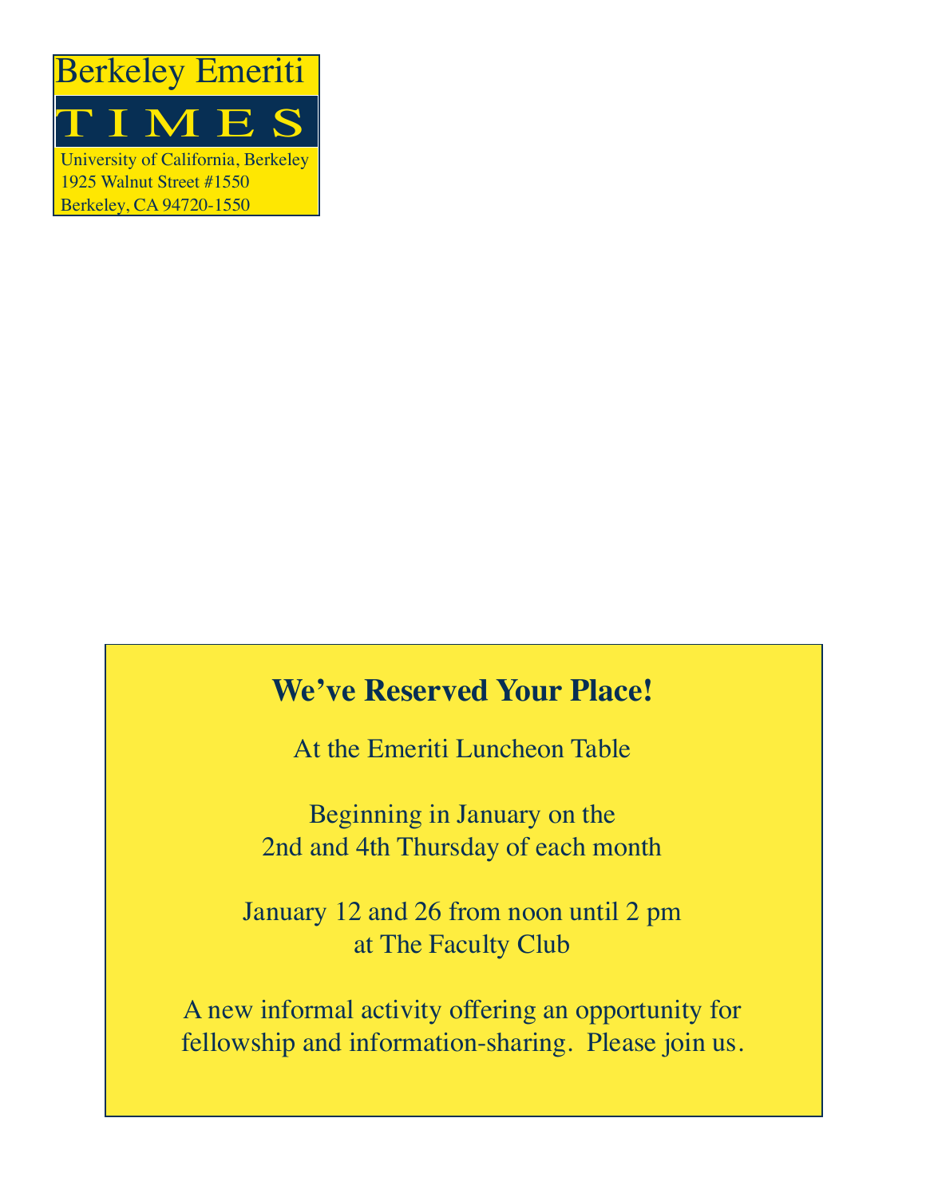Berkeley Emeriti

TIMES

University of California, Berkeley
1925 Walnut Street #1550
Berkeley, CA 94720-1550

## We've Reserved Your Place!

At the Emeriti Luncheon Table

Beginning in January on the
2nd and 4th Thursday of each month

January 12 and 26 from noon until 2 pm
at The Faculty Club

A new informal activity offering an opportunity for fellowship and information-sharing. Please join us.